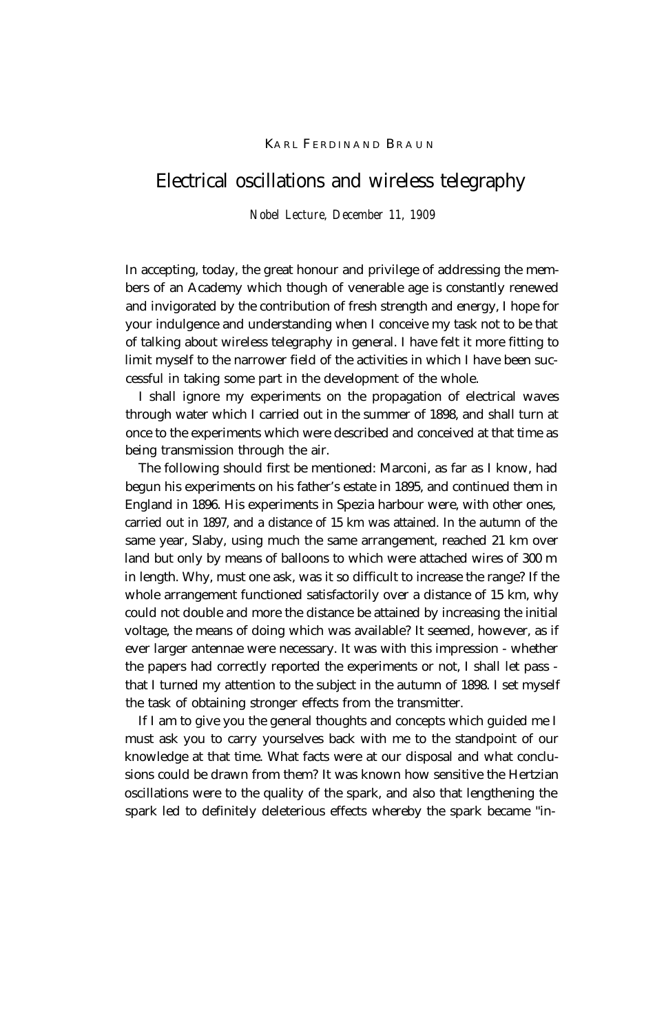KARL FERDINAND BRAUN

# Electrical oscillations and wireless telegraphy

*Nobel Lecture, December 11, 1909*

In accepting, today, the great honour and privilege of addressing the members of an Academy which though of venerable age is constantly renewed and invigorated by the contribution of fresh strength and energy, I hope for your indulgence and understanding when I conceive my task not to be that of talking about wireless telegraphy in general. I have felt it more fitting to limit myself to the narrower field of the activities in which I have been successful in taking some part in the development of the whole.

I shall ignore my experiments on the propagation of electrical waves through water which I carried out in the summer of 1898, and shall turn at once to the experiments which were described and conceived at that time as being transmission through the air.

The following should first be mentioned: Marconi, as far as I know, had begun his experiments on his father's estate in 1895, and continued them in England in 1896. His experiments in Spezia harbour were, with other ones, carried out in 1897, and a distance of 15 km was attained. In the autumn of the same year, Slaby, using much the same arrangement, reached 21 km over land but only by means of balloons to which were attached wires of 300 m in length. Why, must one ask, was it so difficult to increase the range? If the whole arrangement functioned satisfactorily over a distance of 15 km, why could not double and more the distance be attained by increasing the initial voltage, the means of doing which was available? It seemed, however, as if ever larger antennae were necessary. It was with this impression - whether the papers had correctly reported the experiments or not, I shall let pass - that I turned my attention to the subject in the autumn of 1898. I set myself the task of obtaining stronger effects from the transmitter.

If I am to give you the general thoughts and concepts which guided me I must ask you to carry yourselves back with me to the standpoint of our knowledge at that time. What facts were at our disposal and what conclusions could be drawn from them? It was known how sensitive the Hertzian oscillations were to the quality of the spark, and also that lengthening the spark led to definitely deleterious effects whereby the spark became "in-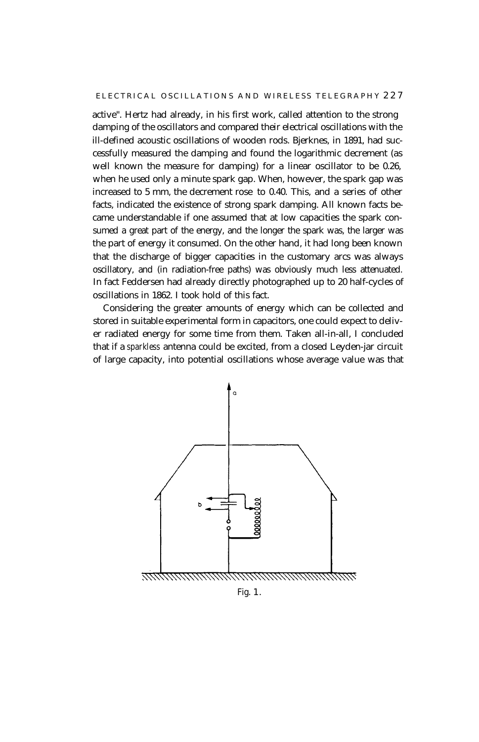active". Hertz had already, in his first work, called attention to the strong damping of the oscillators and compared their electrical oscillations with the ill-defined acoustic oscillations of wooden rods. Bjerknes, in 1891, had successfully measured the damping and found the logarithmic decrement (as well known the measure for damping) for a linear oscillator to be 0.26, when he used only a minute spark gap. When, however, the spark gap was increased to 5 mm, the decrement rose to 0.40. This, and a series of other facts, indicated the existence of strong spark damping. All known facts became understandable if one assumed that at low capacities the spark consumed a great part of the energy, and the longer the spark was, the larger was the part of energy it consumed. On the other hand, it had long been known that the discharge of bigger capacities in the customary arcs was always oscillatory, and (in radiation-free paths) was obviously much less attenuated. In fact Feddersen had already directly photographed up to 20 half-cycles of oscillations in 1862. I took hold of this fact.

Considering the greater amounts of energy which can be collected and stored in suitable experimental form in capacitors, one could expect to deliver radiated energy for some time from them. Taken all-in-all, I concluded that if a *sparkless* antenna could be excited, from a closed Leyden-jar circuit of large capacity, into potential oscillations whose average value was that

Fig. 1.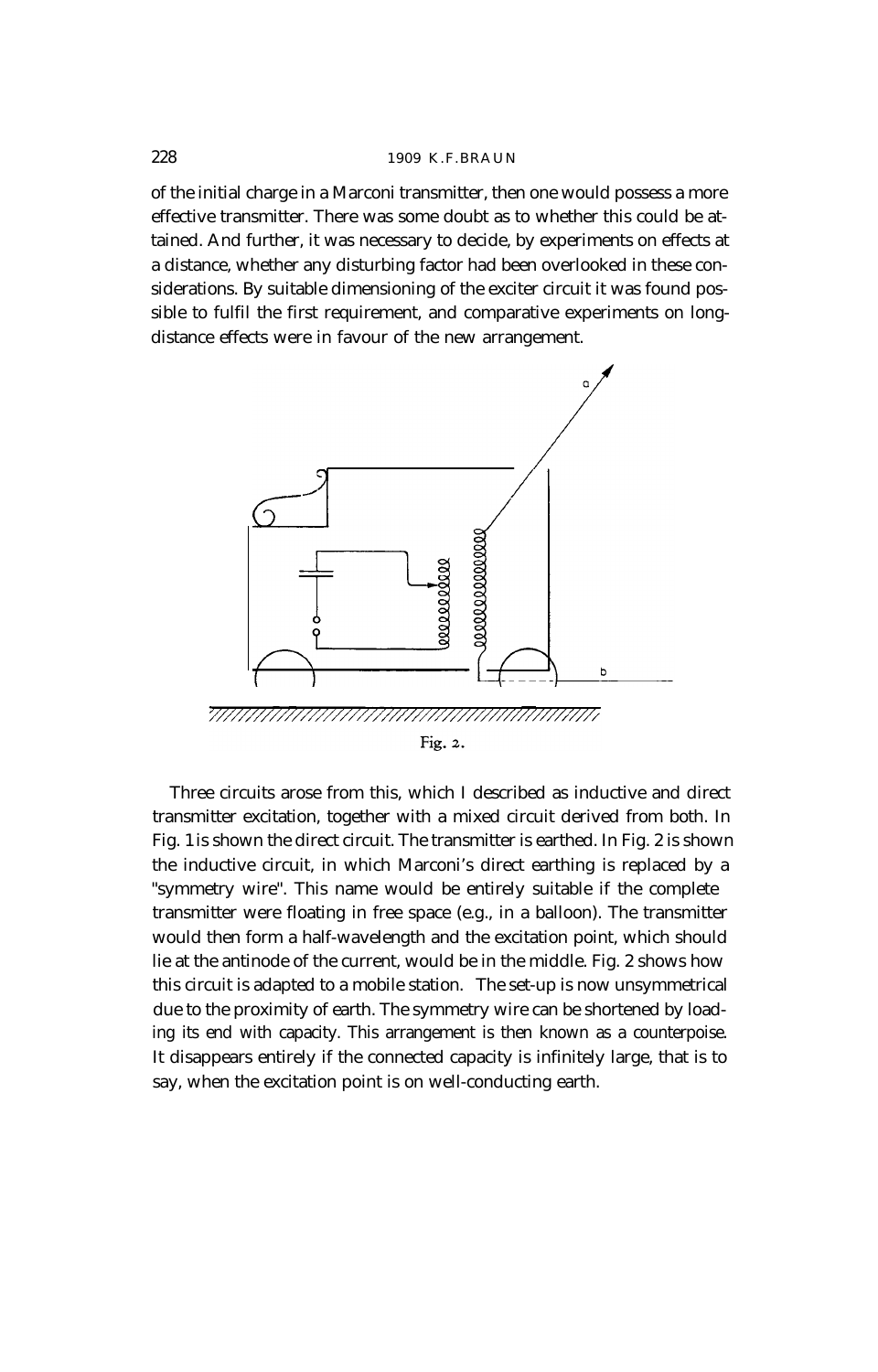of the initial charge in a Marconi transmitter, then one would possess a more effective transmitter. There was some doubt as to whether this could be attained. And further, it was necessary to decide, by experiments on effects at a distance, whether any disturbing factor had been overlooked in these considerations. By suitable dimensioning of the exciter circuit it was found possible to fulfil the first requirement, and comparative experiments on long-distance effects were in favour of the new arrangement.

Fig. 2.

Three circuits arose from this, which I described as inductive and direct transmitter excitation, together with a mixed circuit derived from both. In Fig. 1 is shown the direct circuit. The transmitter is earthed. In Fig. 2 is shown the inductive circuit, in which Marconi's direct earthing is replaced by a "symmetry wire". This name would be entirely suitable if the complete transmitter were floating in free space (e.g., in a balloon). The transmitter would then form a half-wavelength and the excitation point, which should lie at the antinode of the current, would be in the middle. Fig. 2 shows how this circuit is adapted to a mobile station. The set-up is now unsymmetrical due to the proximity of earth. The symmetry wire can be shortened by loading its end with capacity. This arrangement is then known as a counterpoise. It disappears entirely if the connected capacity is infinitely large, that is to say, when the excitation point is on well-conducting earth.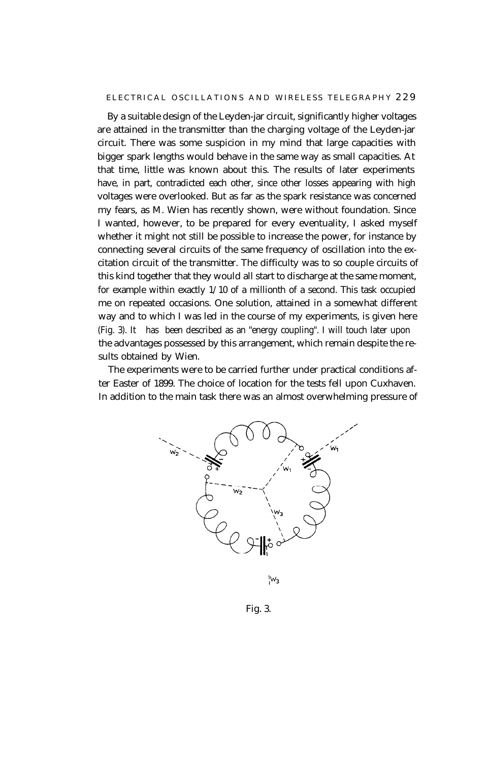By a suitable design of the Leyden-jar circuit, significantly higher voltages are attained in the transmitter than the charging voltage of the Leyden-jar circuit. There was some suspicion in my mind that large capacities with bigger spark lengths would behave in the same way as small capacities. At that time, little was known about this. The results of later experiments have, in part, contradicted each other, since other losses appearing with high voltages were overlooked. But as far as the spark resistance was concerned my fears, as M. Wien has recently shown, were without foundation. Since I wanted, however, to be prepared for every eventuality, I asked myself whether it might not still be possible to increase the power, for instance by connecting several circuits of the same frequency of oscillation into the excitation circuit of the transmitter. The difficulty was to so couple circuits of this kind together that they would all start to discharge at the same moment, for example within exactly 1/10 of a millionth of a second. This task occupied me on repeated occasions. One solution, attained in a somewhat different way and to which I was led in the course of my experiments, is given here (Fig. 3). It has been described as an "energy coupling". I will touch later upon the advantages possessed by this arrangement, which remain despite the results obtained by Wien.

The experiments were to be carried further under practical conditions after Easter of 1899. The choice of location for the tests fell upon Cuxhaven. In addition to the main task there was an almost overwhelming pressure of

Fig. 3.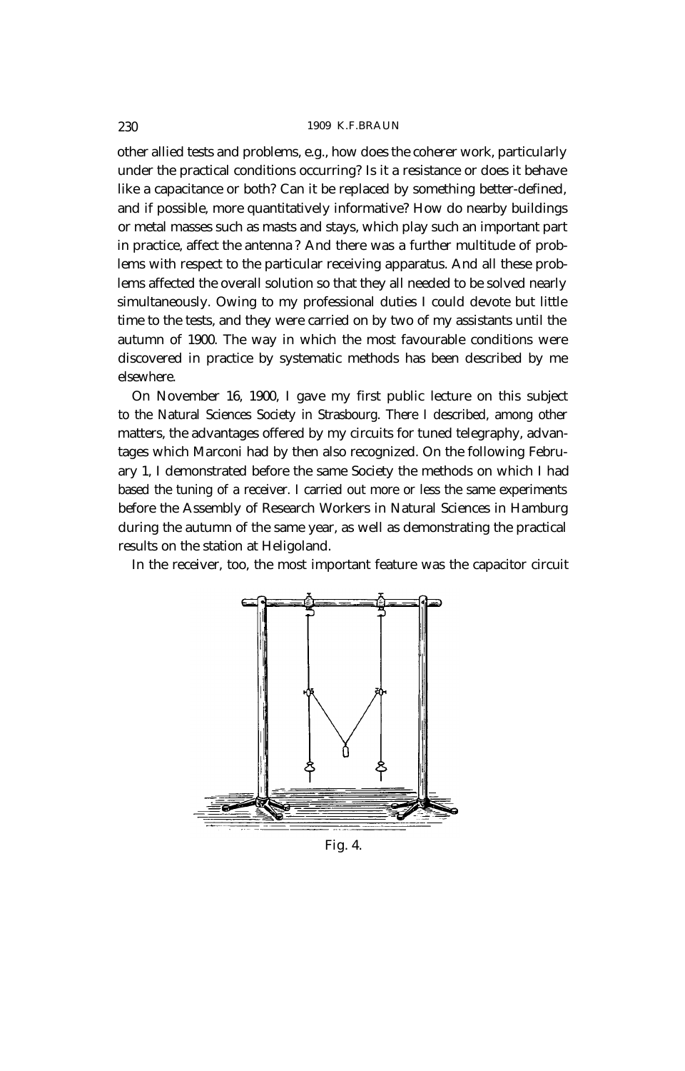other allied tests and problems, e.g., how does the coherer work, particularly under the practical conditions occurring? Is it a resistance or does it behave like a capacitance or both? Can it be replaced by something better-defined, and if possible, more quantitatively informative? How do nearby buildings or metal masses such as masts and stays, which play such an important part in practice, affect the antenna ? And there was a further multitude of problems with respect to the particular receiving apparatus. And all these problems affected the overall solution so that they all needed to be solved nearly simultaneously. Owing to my professional duties I could devote but little time to the tests, and they were carried on by two of my assistants until the autumn of 1900. The way in which the most favourable conditions were discovered in practice by systematic methods has been described by me elsewhere.

On November 16, 1900, I gave my first public lecture on this subject to the Natural Sciences Society in Strasbourg. There I described, among other matters, the advantages offered by my circuits for tuned telegraphy, advantages which Marconi had by then also recognized. On the following February 1, I demonstrated before the same Society the methods on which I had based the tuning of a receiver. I carried out more or less the same experiments before the Assembly of Research Workers in Natural Sciences in Hamburg during the autumn of the same year, as well as demonstrating the practical results on the station at Heligoland.

In the receiver, too, the most important feature was the capacitor circuit

Fig. 4.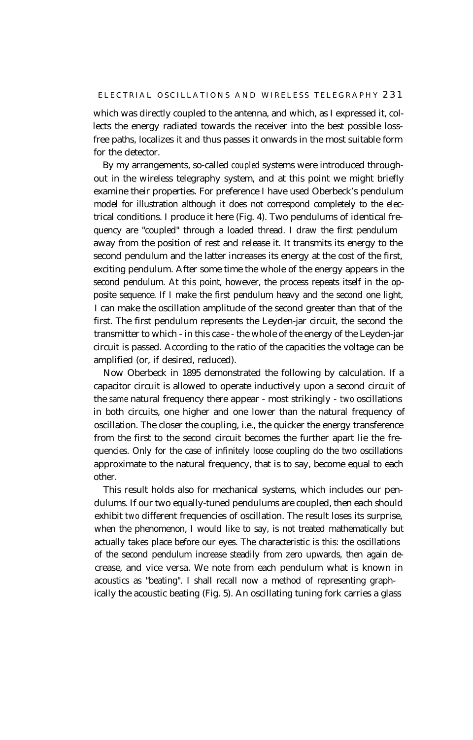which was directly coupled to the antenna, and which, as I expressed it, collects the energy radiated towards the receiver into the best possible loss-free paths, localizes it and thus passes it onwards in the most suitable form for the detector.

By my arrangements, so-called *coupled* systems were introduced throughout in the wireless telegraphy system, and at this point we might briefly examine their properties. For preference I have used Oberbeck's pendulum model for illustration although it does not correspond completely to the electrical conditions. I produce it here (Fig. 4). Two pendulums of identical frequency are "coupled" through a loaded thread. I draw the first pendulum away from the position of rest and release it. It transmits its energy to the second pendulum and the latter increases its energy at the cost of the first, exciting pendulum. After some time the whole of the energy appears in the second pendulum. At this point, however, the process repeats itself in the opposite sequence. If I make the first pendulum heavy and the second one light, I can make the oscillation amplitude of the second greater than that of the first. The first pendulum represents the Leyden-jar circuit, the second the transmitter to which - in this case - the whole of the energy of the Leyden-jar circuit is passed. According to the ratio of the capacities the voltage can be amplified (or, if desired, reduced).

Now Oberbeck in 1895 demonstrated the following by calculation. If a capacitor circuit is allowed to operate inductively upon a second circuit of the *same* natural frequency there appear - most strikingly - *two* oscillations in both circuits, one higher and one lower than the natural frequency of oscillation. The closer the coupling, i.e., the quicker the energy transference from the first to the second circuit becomes the further apart lie the frequencies. Only for the case of infinitely loose coupling do the two oscillations approximate to the natural frequency, that is to say, become equal to each other.

This result holds also for mechanical systems, which includes our pendulums. If our two equally-tuned pendulums are coupled, then each should exhibit *two* different frequencies of oscillation. The result loses its surprise, when the phenomenon, I would like to say, is not treated mathematically but actually takes place before our eyes. The characteristic is this: the oscillations of the second pendulum increase steadily from zero upwards, then again decrease, and vice versa. We note from each pendulum what is known in acoustics as "beating". I shall recall now a method of representing graphically the acoustic beating (Fig. 5). An oscillating tuning fork carries a glass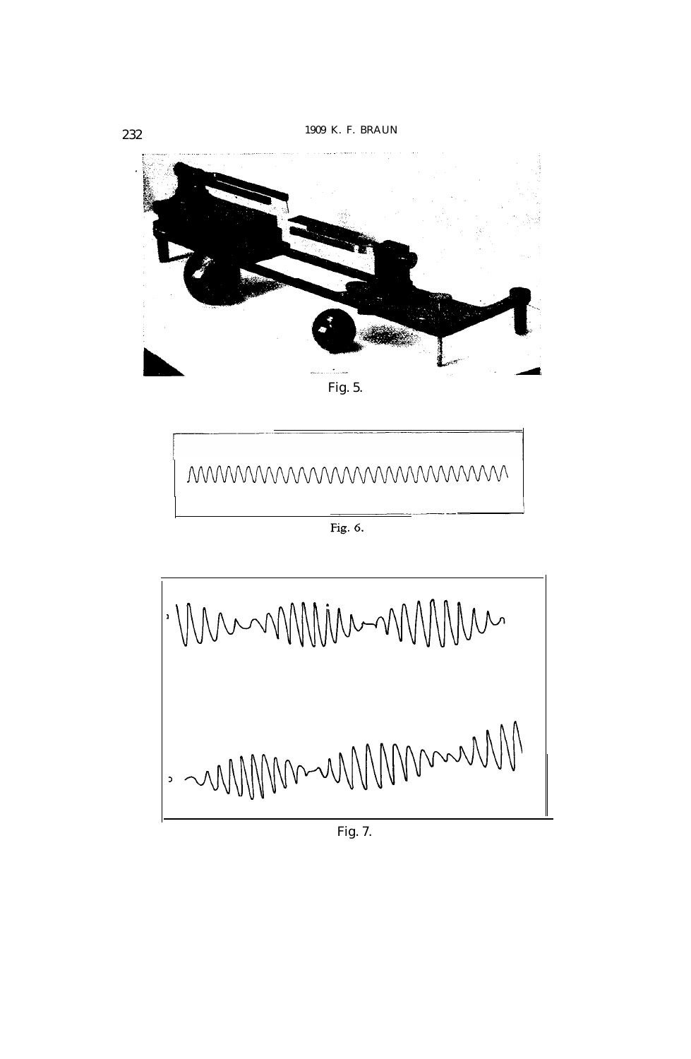Fig. 5.

Fig. 6.

Fig. 7.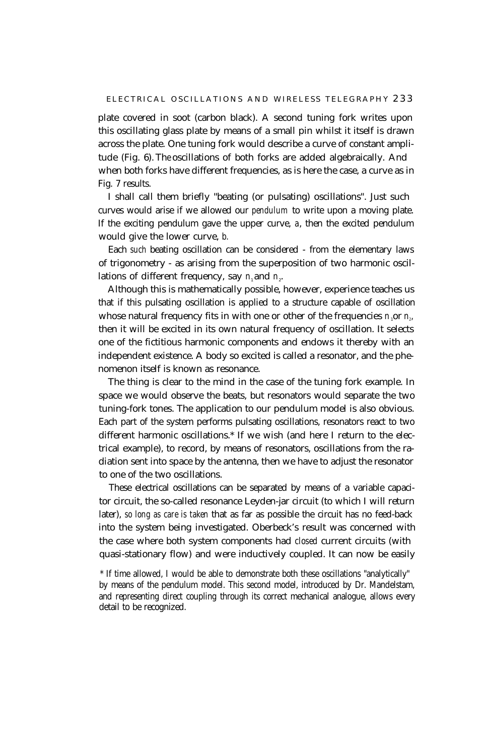plate covered in soot (carbon black). A second tuning fork writes upon this oscillating glass plate by means of a small pin whilst it itself is drawn across the plate. One tuning fork would describe a curve of constant amplitude (Fig. 6). The oscillations of both forks are added algebraically. And when both forks have different frequencies, as is here the case, a curve as in Fig. 7 results.

I shall call them briefly "beating (or pulsating) oscillations". Just such curves would arise if we allowed our *pendulum* to write upon a moving plate. If the exciting pendulum gave the upper curve, *a*, then the excited pendulum would give the lower curve, *b*.

Each *such* beating oscillation can be considered - from the elementary laws of trigonometry - as arising from the superposition of two harmonic oscillations of different frequency, say $n_1$ and $n_2$.

Although this is mathematically possible, however, experience teaches us that if this pulsating oscillation is applied to a structure capable of oscillation whose natural frequency fits in with one or other of the frequencies $n_1$ or $n_2$, then it will be excited in its own natural frequency of oscillation. It selects one of the fictitious harmonic components and endows it thereby with an independent existence. A body so excited is called a resonator, and the phenomenon itself is known as resonance.

The thing is clear to the mind in the case of the tuning fork example. In space we would observe the beats, but resonators would separate the two tuning-fork tones. The application to our pendulum model is also obvious. Each part of the system performs pulsating oscillations, resonators react to two different harmonic oscillations.* If we wish (and here I return to the electrical example), to record, by means of resonators, oscillations from the radiation sent into space by the antenna, then we have to adjust the resonator to one of the two oscillations.

These electrical oscillations can be separated by means of a variable capacitor circuit, the so-called resonance Leyden-jar circuit (to which I will return later), *so long as care is taken* that as far as possible the circuit has no feed-back into the system being investigated. Oberbeck's result was concerned with the case where both system components had *closed* current circuits (with quasi-stationary flow) and were inductively coupled. It can now be easily

\* If time allowed, I would be able to demonstrate both these oscillations "analytically" by means of the pendulum model. This second model, introduced by Dr. Mandelstam, and representing direct coupling through its correct mechanical analogue, allows every detail to be recognized.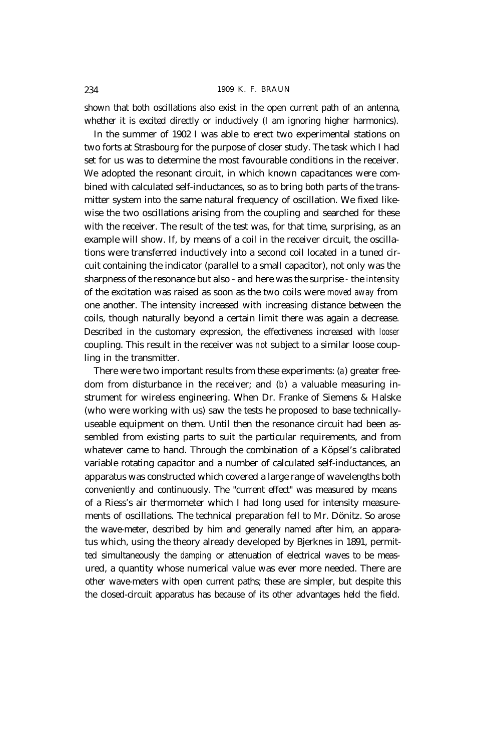shown that both oscillations also exist in the open current path of an antenna, whether it is excited directly or inductively (I am ignoring higher harmonics).

In the summer of 1902 I was able to erect two experimental stations on two forts at Strasbourg for the purpose of closer study. The task which I had set for us was to determine the most favourable conditions in the receiver. We adopted the resonant circuit, in which known capacitances were combined with calculated self-inductances, so as to bring both parts of the transmitter system into the same natural frequency of oscillation. We fixed likewise the two oscillations arising from the coupling and searched for these with the receiver. The result of the test was, for that time, surprising, as an example will show. If, by means of a coil in the receiver circuit, the oscillations were transferred inductively into a second coil located in a tuned circuit containing the indicator (parallel to a small capacitor), not only was the sharpness of the resonance but also - and here was the surprise - the *intensity* of the excitation was raised as soon as the two coils were *moved away* from one another. The intensity increased with increasing distance between the coils, though naturally beyond a certain limit there was again a decrease. Described in the customary expression, the effectiveness increased with *looser* coupling. This result in the receiver was *not* subject to a similar loose coupling in the transmitter.

There were two important results from these experiments: (*a*) greater freedom from disturbance in the receiver; and (*b*) a valuable measuring instrument for wireless engineering. When Dr. Franke of Siemens & Halske (who were working with us) saw the tests he proposed to base technically-useable equipment on them. Until then the resonance circuit had been assembled from existing parts to suit the particular requirements, and from whatever came to hand. Through the combination of a Köpsel's calibrated variable rotating capacitor and a number of calculated self-inductances, an apparatus was constructed which covered a large range of wavelengths both conveniently and continuously. The "current effect" was measured by means of a Riess's air thermometer which I had long used for intensity measurements of oscillations. The technical preparation fell to Mr. Dönitz. So arose the wave-meter, described by him and generally named after him, an apparatus which, using the theory already developed by Bjerknes in 1891, permitted simultaneously the *damping* or attenuation of electrical waves to be measured, a quantity whose numerical value was ever more needed. There are other wave-meters with open current paths; these are simpler, but despite this the closed-circuit apparatus has because of its other advantages held the field.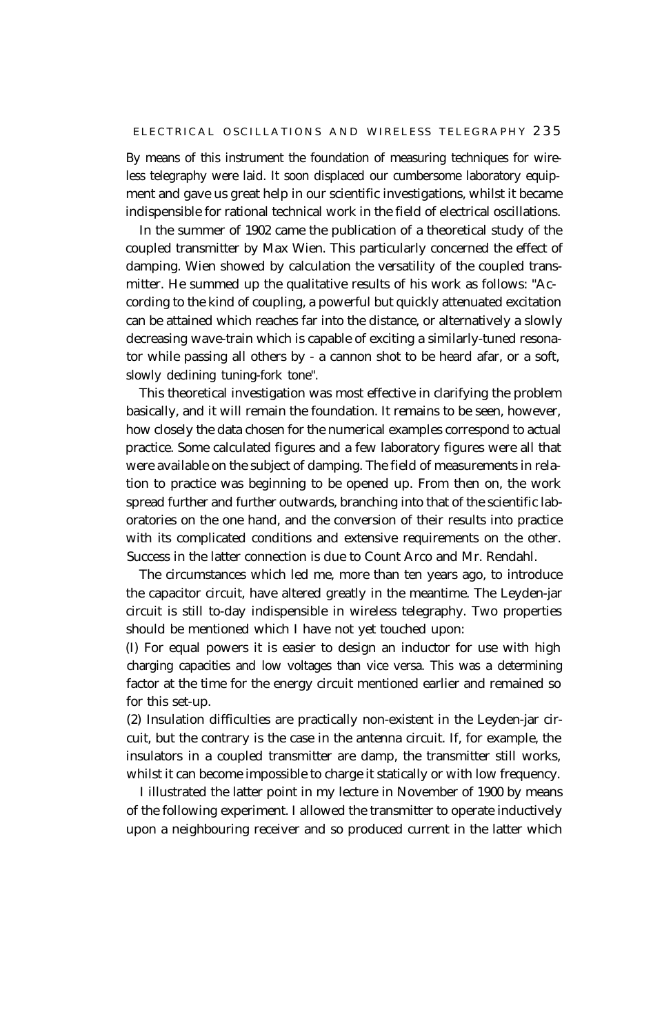By means of this instrument the foundation of measuring techniques for wireless telegraphy were laid. It soon displaced our cumbersome laboratory equipment and gave us great help in our scientific investigations, whilst it became indispensible for rational technical work in the field of electrical oscillations.

In the summer of 1902 came the publication of a theoretical study of the coupled transmitter by Max Wien. This particularly concerned the effect of damping. Wien showed by calculation the versatility of the coupled transmitter. He summed up the qualitative results of his work as follows: "According to the kind of coupling, a powerful but quickly attenuated excitation can be attained which reaches far into the distance, or alternatively a slowly decreasing wave-train which is capable of exciting a similarly-tuned resonator while passing all others by - a cannon shot to be heard afar, or a soft, slowly declining tuning-fork tone".

This theoretical investigation was most effective in clarifying the problem basically, and it will remain the foundation. It remains to be seen, however, how closely the data chosen for the numerical examples correspond to actual practice. Some calculated figures and a few laboratory figures were all that were available on the subject of damping. The field of measurements in relation to practice was beginning to be opened up. From then on, the work spread further and further outwards, branching into that of the scientific laboratories on the one hand, and the conversion of their results into practice with its complicated conditions and extensive requirements on the other. Success in the latter connection is due to Count Arco and Mr. Rendahl.

The circumstances which led me, more than ten years ago, to introduce the capacitor circuit, have altered greatly in the meantime. The Leyden-jar circuit is still to-day indispensible in wireless telegraphy. Two properties should be mentioned which I have not yet touched upon:

(I) For equal powers it is easier to design an inductor for use with high charging capacities and low voltages than vice versa. This was a determining factor at the time for the energy circuit mentioned earlier and remained so for this set-up.

(2) Insulation difficulties are practically non-existent in the Leyden-jar circuit, but the contrary is the case in the antenna circuit. If, for example, the insulators in a coupled transmitter are damp, the transmitter still works, whilst it can become impossible to charge it statically or with low frequency.

I illustrated the latter point in my lecture in November of 1900 by means of the following experiment. I allowed the transmitter to operate inductively upon a neighbouring receiver and so produced current in the latter which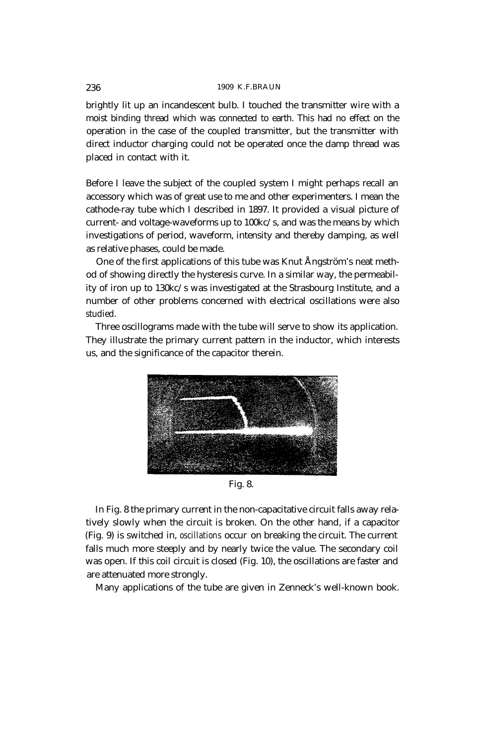brightly lit up an incandescent bulb. I touched the transmitter wire with a moist binding thread which was connected to earth. This had no effect on the operation in the case of the coupled transmitter, but the transmitter with direct inductor charging could not be operated once the damp thread was placed in contact with it.

Before I leave the subject of the coupled system I might perhaps recall an accessory which was of great use to me and other experimenters. I mean the cathode-ray tube which I described in 1897. It provided a visual picture of current- and voltage-waveforms up to 100kc/s, and was the means by which investigations of period, waveform, intensity and thereby damping, as well as relative phases, could be made.

One of the first applications of this tube was Knut Ångström's neat method of showing directly the hysteresis curve. In a similar way, the permeability of iron up to 130kc/s was investigated at the Strasbourg Institute, and a number of other problems concerned with electrical oscillations were also studied.

Three oscillograms made with the tube will serve to show its application. They illustrate the primary current pattern in the inductor, which interests us, and the significance of the capacitor therein.

Fig. 8.

In Fig. 8 the primary current in the non-capacitative circuit falls away relatively slowly when the circuit is broken. On the other hand, if a capacitor (Fig. 9) is switched in, *oscillations* occur on breaking the circuit. The current falls much more steeply and by nearly twice the value. The secondary coil was open. If this coil circuit is closed (Fig. 10), the oscillations are faster and are attenuated more strongly.

Many applications of the tube are given in Zenneck's well-known book.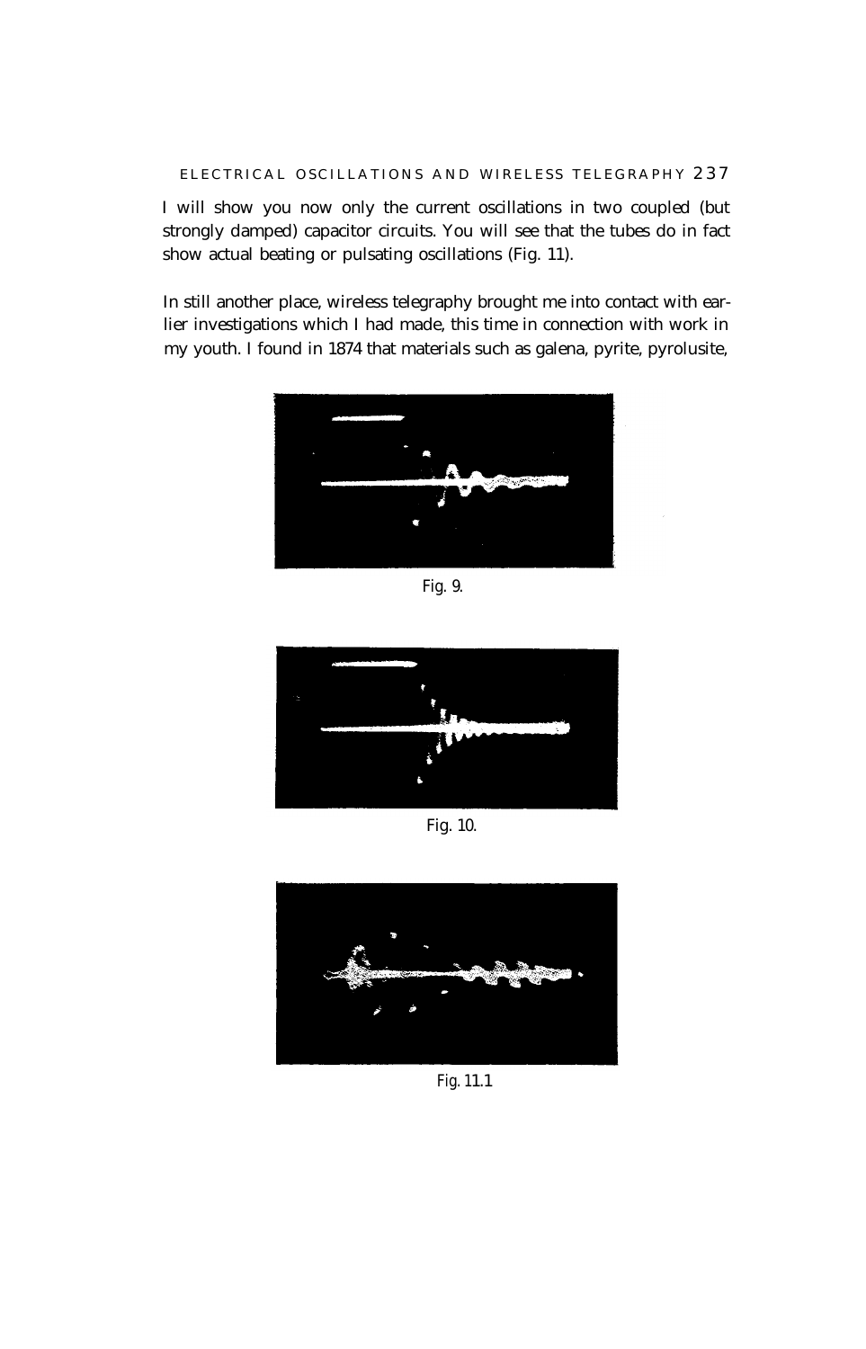I will show you now only the current oscillations in two coupled (but strongly damped) capacitor circuits. You will see that the tubes do in fact show actual beating or pulsating oscillations (Fig. 11).

In still another place, wireless telegraphy brought me into contact with earlier investigations which I had made, this time in connection with work in my youth. I found in 1874 that materials such as galena, pyrite, pyrolusite,

Fig. 9.

Fig. 10.

Fig. 11.1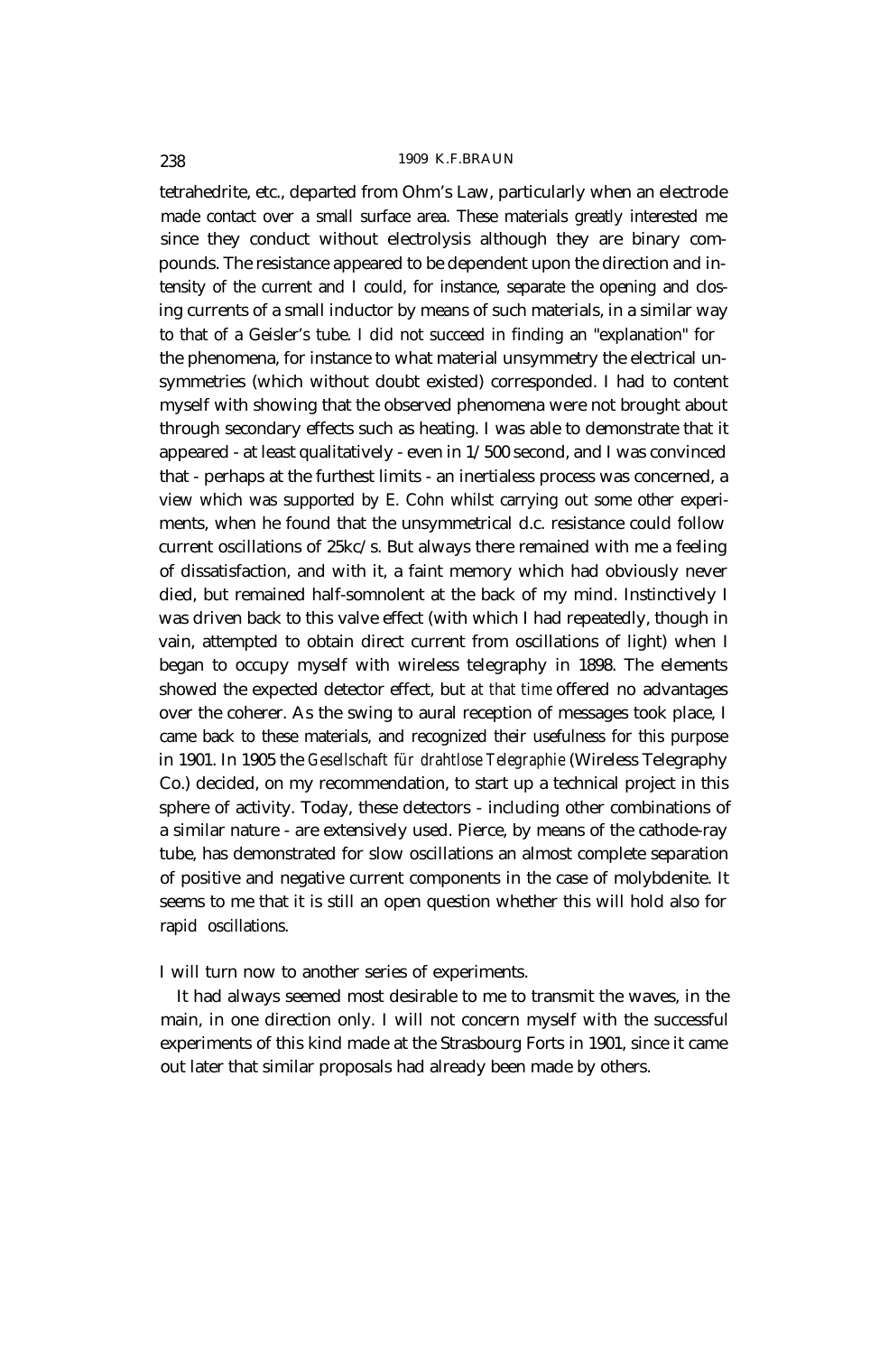tetrahedrite, etc., departed from Ohm's Law, particularly when an electrode made contact over a small surface area. These materials greatly interested me since they conduct without electrolysis although they are binary compounds. The resistance appeared to be dependent upon the direction and intensity of the current and I could, for instance, separate the opening and closing currents of a small inductor by means of such materials, in a similar way to that of a Geisler's tube. I did not succeed in finding an "explanation" for the phenomena, for instance to what material unsymmetry the electrical unsymmetries (which without doubt existed) corresponded. I had to content myself with showing that the observed phenomena were not brought about through secondary effects such as heating. I was able to demonstrate that it appeared - at least qualitatively - even in 1/500 second, and I was convinced that - perhaps at the furthest limits - an inertialess process was concerned, a view which was supported by E. Cohn whilst carrying out some other experiments, when he found that the unsymmetrical d.c. resistance could follow current oscillations of 25kc/s. But always there remained with me a feeling of dissatisfaction, and with it, a faint memory which had obviously never died, but remained half-somnolent at the back of my mind. Instinctively I was driven back to this valve effect (with which I had repeatedly, though in vain, attempted to obtain direct current from oscillations of light) when I began to occupy myself with wireless telegraphy in 1898. The elements showed the expected detector effect, but *at that time* offered no advantages over the coherer. As the swing to aural reception of messages took place, I came back to these materials, and recognized their usefulness for this purpose in 1901. In 1905 the *Gesellschaft für drahtlose Telegraphie* (Wireless Telegraphy Co.) decided, on my recommendation, to start up a technical project in this sphere of activity. Today, these detectors - including other combinations of a similar nature - are extensively used. Pierce, by means of the cathode-ray tube, has demonstrated for slow oscillations an almost complete separation of positive and negative current components in the case of molybdenite. It seems to me that it is still an open question whether this will hold also for rapid oscillations.

I will turn now to another series of experiments.

It had always seemed most desirable to me to transmit the waves, in the main, in one direction only. I will not concern myself with the successful experiments of this kind made at the Strasbourg Forts in 1901, since it came out later that similar proposals had already been made by others.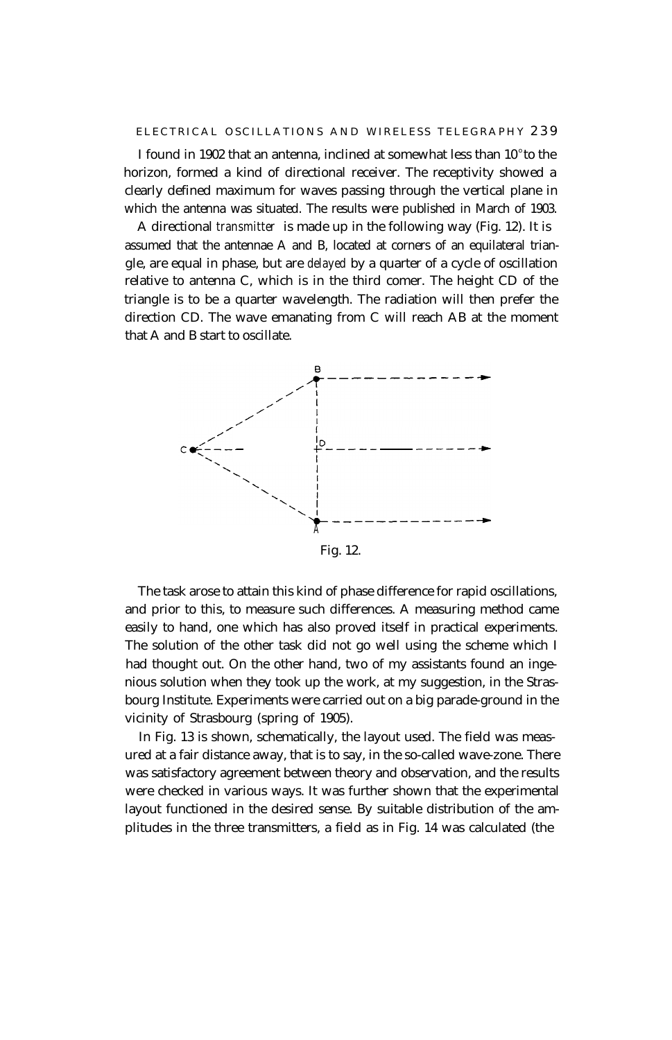I found in 1902 that an antenna, inclined at somewhat less than 10° to the horizon, formed a kind of directional receiver. The receptivity showed a clearly defined maximum for waves passing through the vertical plane in which the antenna was situated. The results were published in March of 1903.

A directional *transmitter* is made up in the following way (Fig. 12). It is assumed that the antennae A and B, located at corners of an equilateral triangle, are equal in phase, but are *delayed* by a quarter of a cycle of oscillation relative to antenna C, which is in the third corner. The height CD of the triangle is to be a quarter wavelength. The radiation will then prefer the direction CD. The wave emanating from C will reach AB at the moment that A and B start to oscillate.

Fig. 12.

The task arose to attain this kind of phase difference for rapid oscillations, and prior to this, to measure such differences. A measuring method came easily to hand, one which has also proved itself in practical experiments. The solution of the other task did not go well using the scheme which I had thought out. On the other hand, two of my assistants found an ingenious solution when they took up the work, at my suggestion, in the Strasbourg Institute. Experiments were carried out on a big parade-ground in the vicinity of Strasbourg (spring of 1905).

In Fig. 13 is shown, schematically, the layout used. The field was measured at a fair distance away, that is to say, in the so-called wave-zone. There was satisfactory agreement between theory and observation, and the results were checked in various ways. It was further shown that the experimental layout functioned in the desired sense. By suitable distribution of the amplitudes in the three transmitters, a field as in Fig. 14 was calculated (the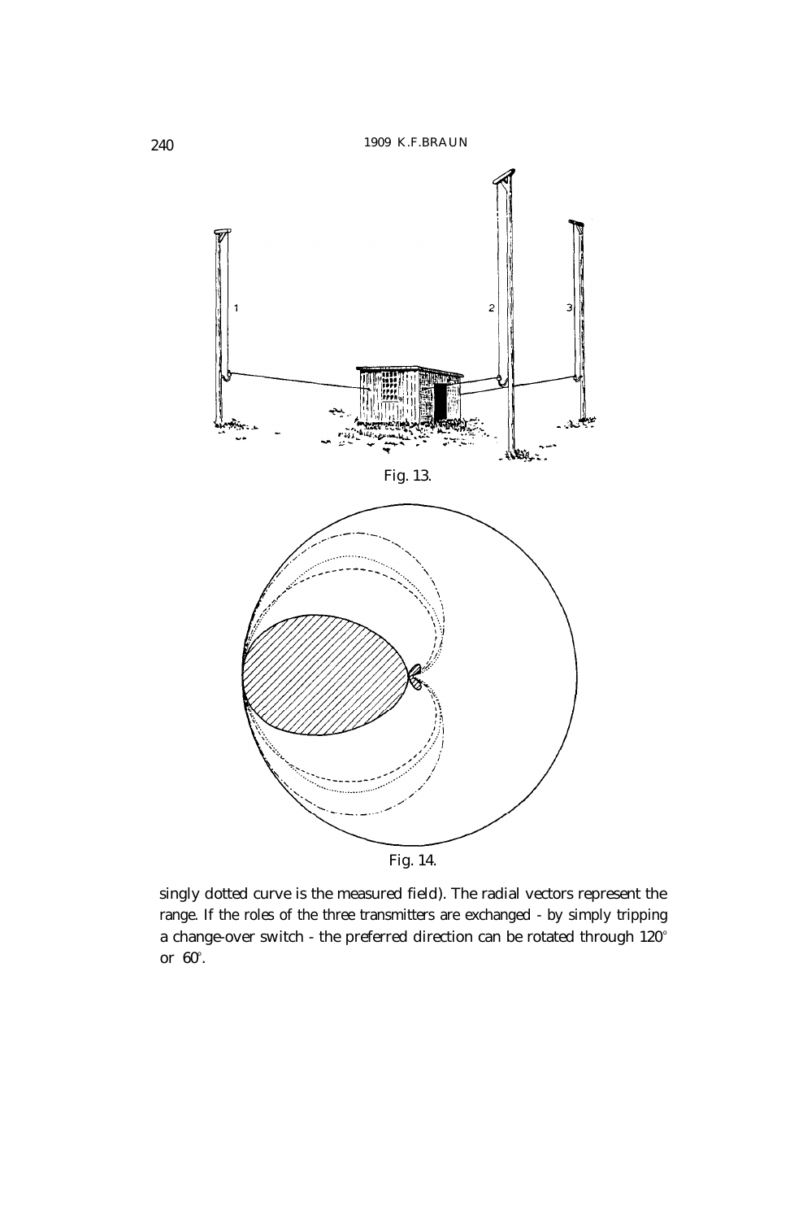Fig. 13.

Fig. 14.

singly dotted curve is the measured field). The radial vectors represent the range. If the roles of the three transmitters are exchanged - by simply tripping a change-over switch - the preferred direction can be rotated through 120° or 60°.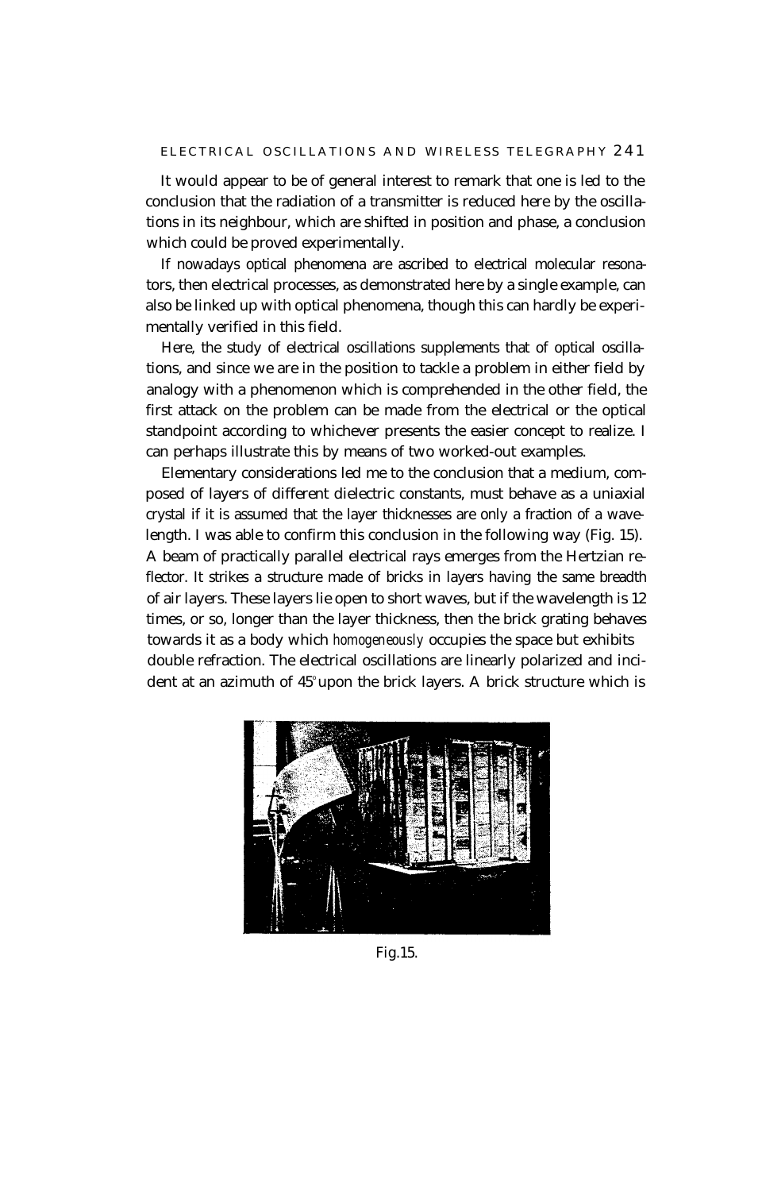It would appear to be of general interest to remark that one is led to the conclusion that the radiation of a transmitter is reduced here by the oscillations in its neighbour, which are shifted in position and phase, a conclusion which could be proved experimentally.

If nowadays optical phenomena are ascribed to electrical molecular resonators, then electrical processes, as demonstrated here by a single example, can also be linked up with optical phenomena, though this can hardly be experimentally verified in this field.

Here, the study of electrical oscillations supplements that of optical oscillations, and since we are in the position to tackle a problem in either field by analogy with a phenomenon which is comprehended in the other field, the first attack on the problem can be made from the electrical or the optical standpoint according to whichever presents the easier concept to realize. I can perhaps illustrate this by means of two worked-out examples.

Elementary considerations led me to the conclusion that a medium, composed of layers of different dielectric constants, must behave as a uniaxial crystal if it is assumed that the layer thicknesses are only a fraction of a wavelength. I was able to confirm this conclusion in the following way (Fig. 15). A beam of practically parallel electrical rays emerges from the Hertzian reflector. It strikes a structure made of bricks in layers having the same breadth of air layers. These layers lie open to short waves, but if the wavelength is 12 times, or so, longer than the layer thickness, then the brick grating behaves towards it as a body which *homogeneously* occupies the space but exhibits double refraction. The electrical oscillations are linearly polarized and incident at an azimuth of 45° upon the brick layers. A brick structure which is

Fig.15.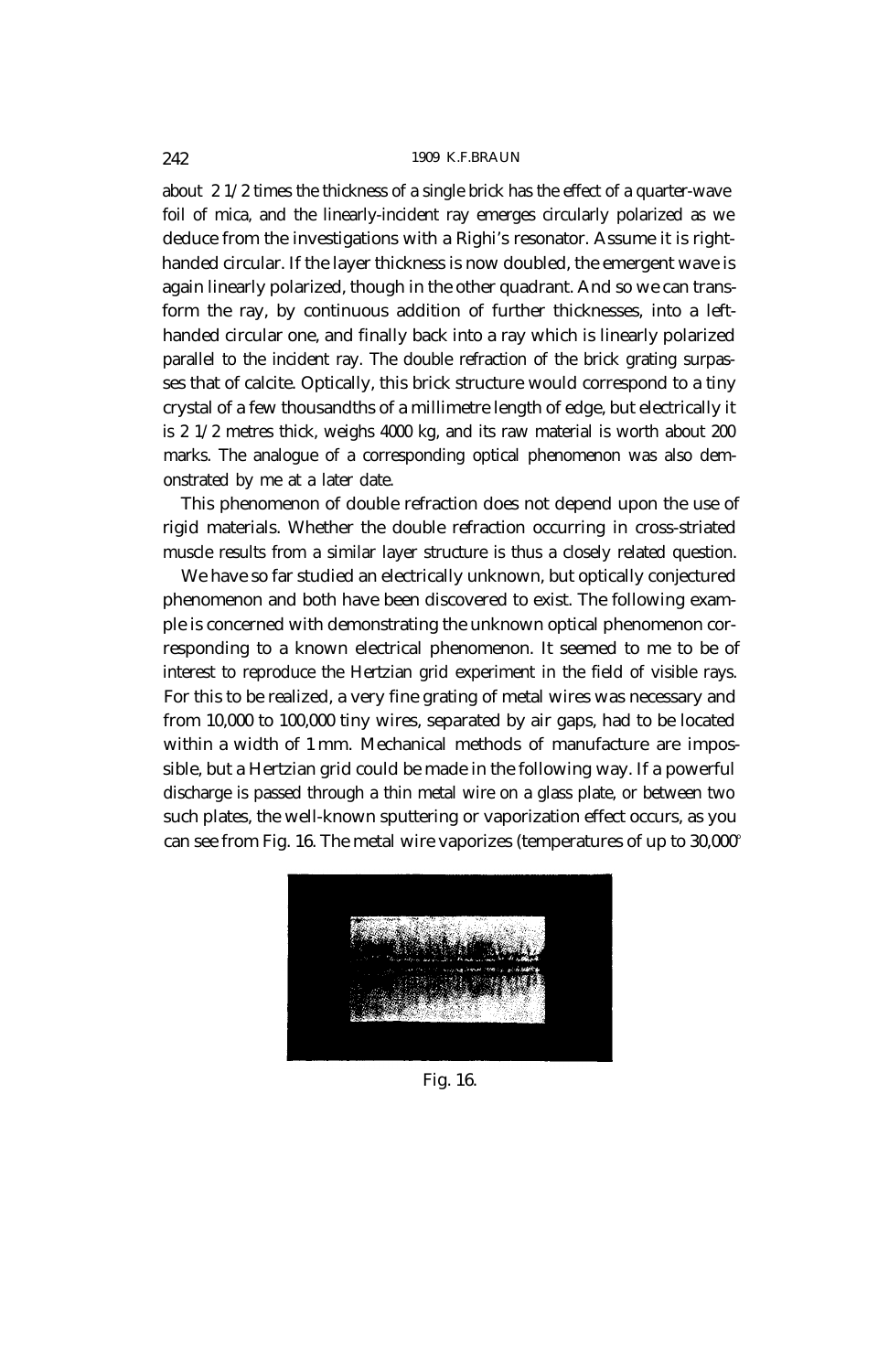about 2 1/2 times the thickness of a single brick has the effect of a quarter-wave foil of mica, and the linearly-incident ray emerges circularly polarized as we deduce from the investigations with a Righi's resonator. Assume it is right-handed circular. If the layer thickness is now doubled, the emergent wave is again linearly polarized, though in the other quadrant. And so we can transform the ray, by continuous addition of further thicknesses, into a left-handed circular one, and finally back into a ray which is linearly polarized parallel to the incident ray. The double refraction of the brick grating surpasses that of calcite. Optically, this brick structure would correspond to a tiny crystal of a few thousandths of a millimetre length of edge, but electrically it is 2 1/2 metres thick, weighs 4000 kg, and its raw material is worth about 200 marks. The analogue of a corresponding optical phenomenon was also demonstrated by me at a later date.

This phenomenon of double refraction does not depend upon the use of rigid materials. Whether the double refraction occurring in cross-striated muscle results from a similar layer structure is thus a closely related question.

We have so far studied an electrically unknown, but optically conjectured phenomenon and both have been discovered to exist. The following example is concerned with demonstrating the unknown optical phenomenon corresponding to a known electrical phenomenon. It seemed to me to be of interest to reproduce the Hertzian grid experiment in the field of visible rays. For this to be realized, a very fine grating of metal wires was necessary and from 10,000 to 100,000 tiny wires, separated by air gaps, had to be located within a width of 1 mm. Mechanical methods of manufacture are impossible, but a Hertzian grid could be made in the following way. If a powerful discharge is passed through a thin metal wire on a glass plate, or between two such plates, the well-known sputtering or vaporization effect occurs, as you can see from Fig. 16. The metal wire vaporizes (temperatures of up to 30,000°

Fig. 16.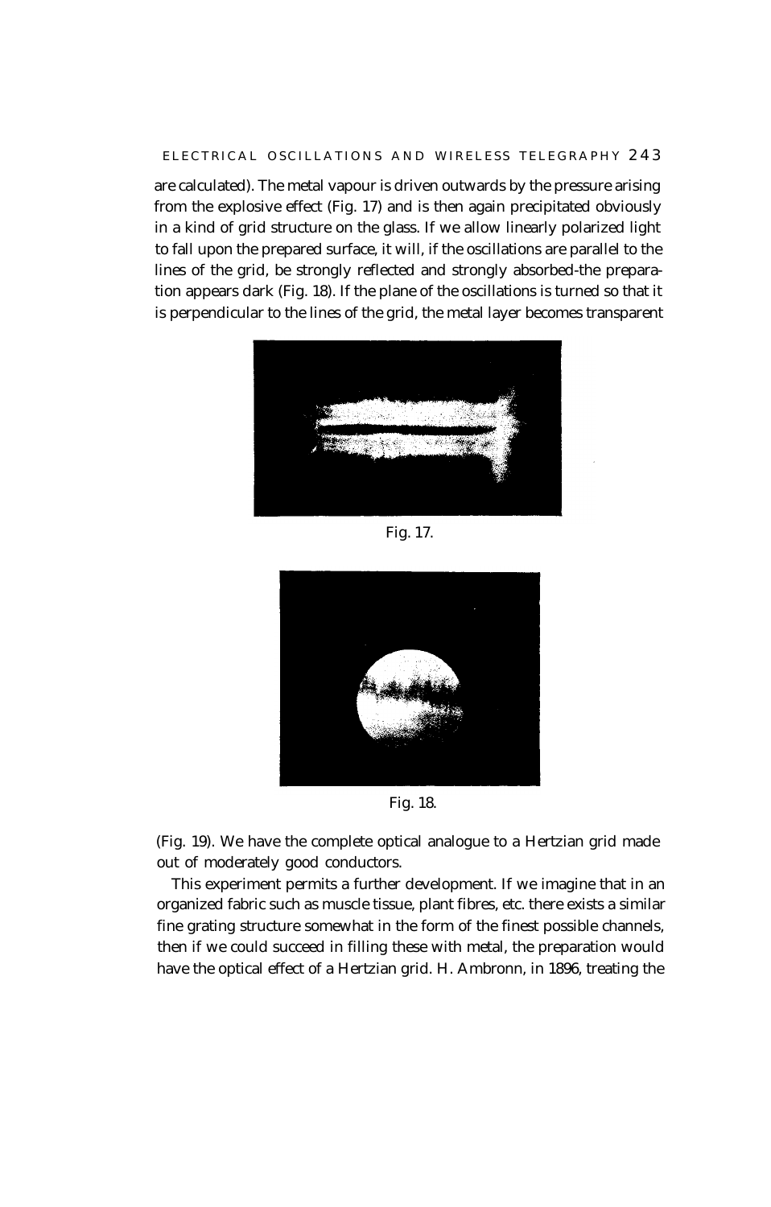are calculated). The metal vapour is driven outwards by the pressure arising from the explosive effect (Fig. 17) and is then again precipitated obviously in a kind of grid structure on the glass. If we allow linearly polarized light to fall upon the prepared surface, it will, if the oscillations are parallel to the lines of the grid, be strongly reflected and strongly absorbed-the preparation appears dark (Fig. 18). If the plane of the oscillations is turned so that it is perpendicular to the lines of the grid, the metal layer becomes transparent

Fig. 17.

Fig. 18.

(Fig. 19). We have the complete optical analogue to a Hertzian grid made out of moderately good conductors.

This experiment permits a further development. If we imagine that in an organized fabric such as muscle tissue, plant fibres, etc. there exists a similar fine grating structure somewhat in the form of the finest possible channels, then if we could succeed in filling these with metal, the preparation would have the optical effect of a Hertzian grid. H. Ambronn, in 1896, treating the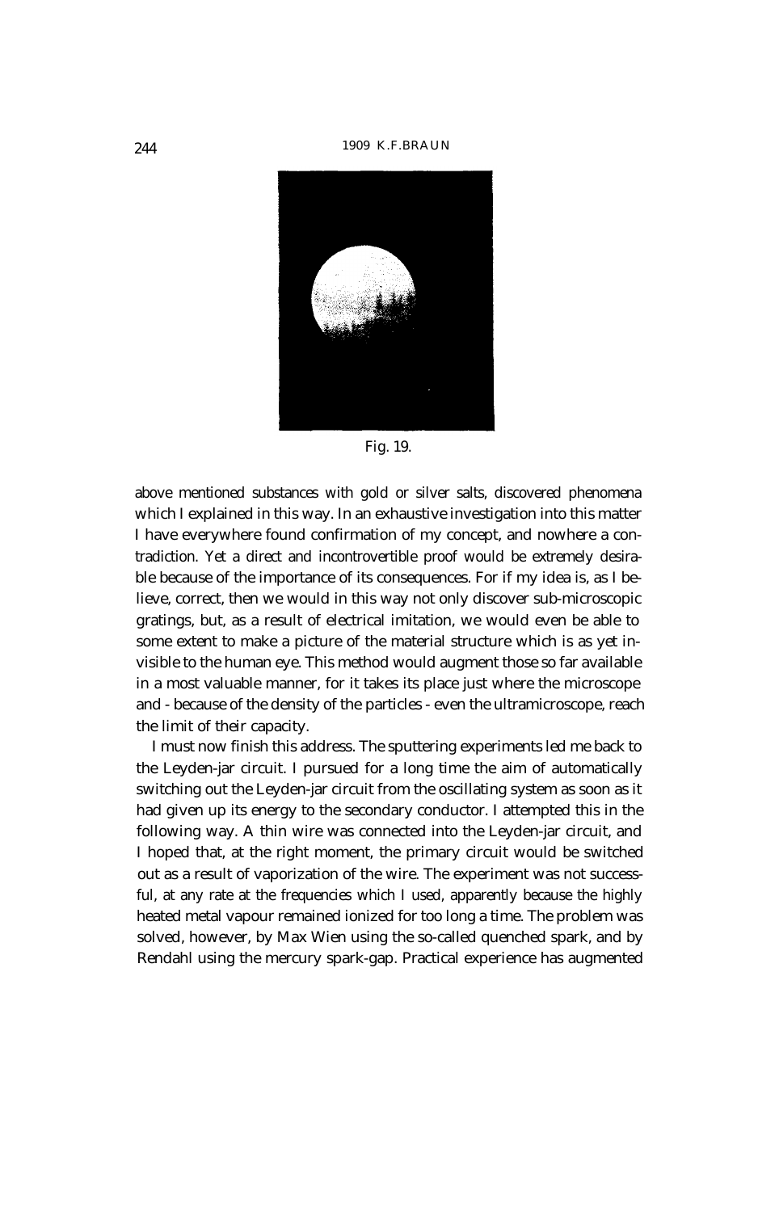Fig. 19.

above mentioned substances with gold or silver salts, discovered phenomena which I explained in this way. In an exhaustive investigation into this matter I have everywhere found confirmation of my concept, and nowhere a contradiction. Yet a direct and incontrovertible proof would be extremely desirable because of the importance of its consequences. For if my idea is, as I believe, correct, then we would in this way not only discover sub-microscopic gratings, but, as a result of electrical imitation, we would even be able to some extent to make a picture of the material structure which is as yet invisible to the human eye. This method would augment those so far available in a most valuable manner, for it takes its place just where the microscope and - because of the density of the particles - even the ultramicroscope, reach the limit of their capacity.

I must now finish this address. The sputtering experiments led me back to the Leyden-jar circuit. I pursued for a long time the aim of automatically switching out the Leyden-jar circuit from the oscillating system as soon as it had given up its energy to the secondary conductor. I attempted this in the following way. A thin wire was connected into the Leyden-jar circuit, and I hoped that, at the right moment, the primary circuit would be switched out as a result of vaporization of the wire. The experiment was not successful, at any rate at the frequencies which I used, apparently because the highly heated metal vapour remained ionized for too long a time. The problem was solved, however, by Max Wien using the so-called quenched spark, and by Rendahl using the mercury spark-gap. Practical experience has augmented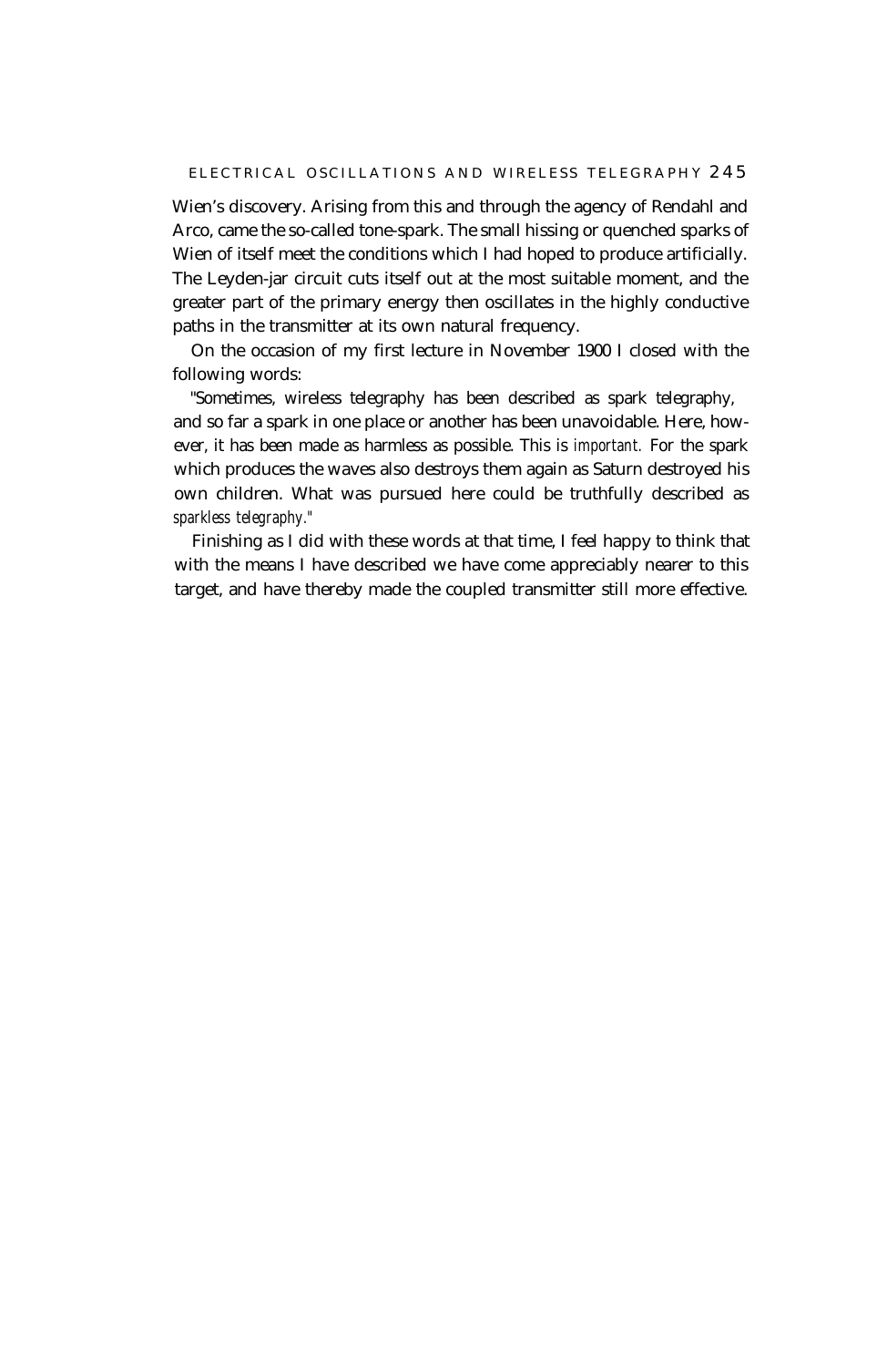Wien's discovery. Arising from this and through the agency of Rendahl and Arco, came the so-called tone-spark. The small hissing or quenched sparks of Wien of itself meet the conditions which I had hoped to produce artificially. The Leyden-jar circuit cuts itself out at the most suitable moment, and the greater part of the primary energy then oscillates in the highly conductive paths in the transmitter at its own natural frequency.

On the occasion of my first lecture in November 1900 I closed with the following words:

"Sometimes, wireless telegraphy has been described as spark telegraphy, and so far a spark in one place or another has been unavoidable. Here, however, it has been made as harmless as possible. This is *important.* For the spark which produces the waves also destroys them again as Saturn destroyed his own children. What was pursued here could be truthfully described as *sparkless telegraphy."*

Finishing as I did with these words at that time, I feel happy to think that with the means I have described we have come appreciably nearer to this target, and have thereby made the coupled transmitter still more effective.